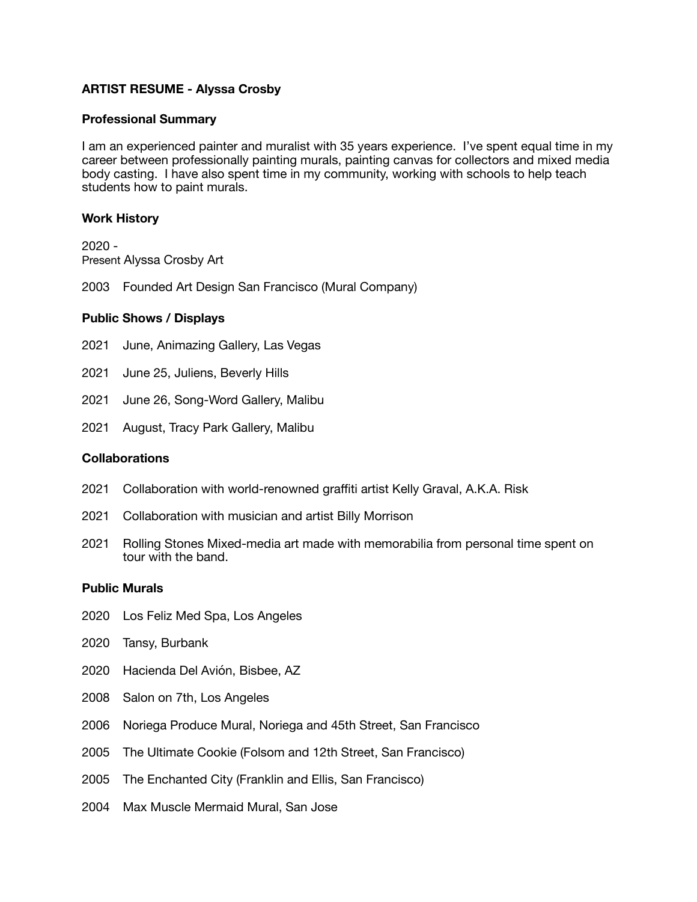# ARTIST RESUME - Alyssa Crosby

## Professional Summary

I am an experienced painter and muralist with 35 years experience. I've spent equal time in my career between professionally painting murals, painting canvas for collectors and mixed media body casting. I have also spent time in my community, working with schools to help teach students how to paint murals.

## Work History

2020 - Present Alyssa Crosby Art

2003 Founded Art Design San Francisco (Mural Company)

## Public Shows / Displays

2021 June, Animazing Gallery, Las Vegas

2021 June 25, Juliens, Beverly Hills

2021 June 26, Song-Word Gallery, Malibu

2021 August, Tracy Park Gallery, Malibu

## Collaborations

2021 Collaboration with world-renowned graffiti artist Kelly Graval, A.K.A. Risk

2021 Collaboration with musician and artist Billy Morrison

2021 Rolling Stones Mixed-media art made with memorabilia from personal time spent on tour with the band.

## Public Murals

2020 Los Feliz Med Spa, Los Angeles

2020 Tansy, Burbank

2020 Hacienda Del Avión, Bisbee, AZ

2008 Salon on 7th, Los Angeles

2006 Noriega Produce Mural, Noriega and 45th Street, San Francisco

2005 The Ultimate Cookie (Folsom and 12th Street, San Francisco)

2005 The Enchanted City (Franklin and Ellis, San Francisco)

2004 Max Muscle Mermaid Mural, San Jose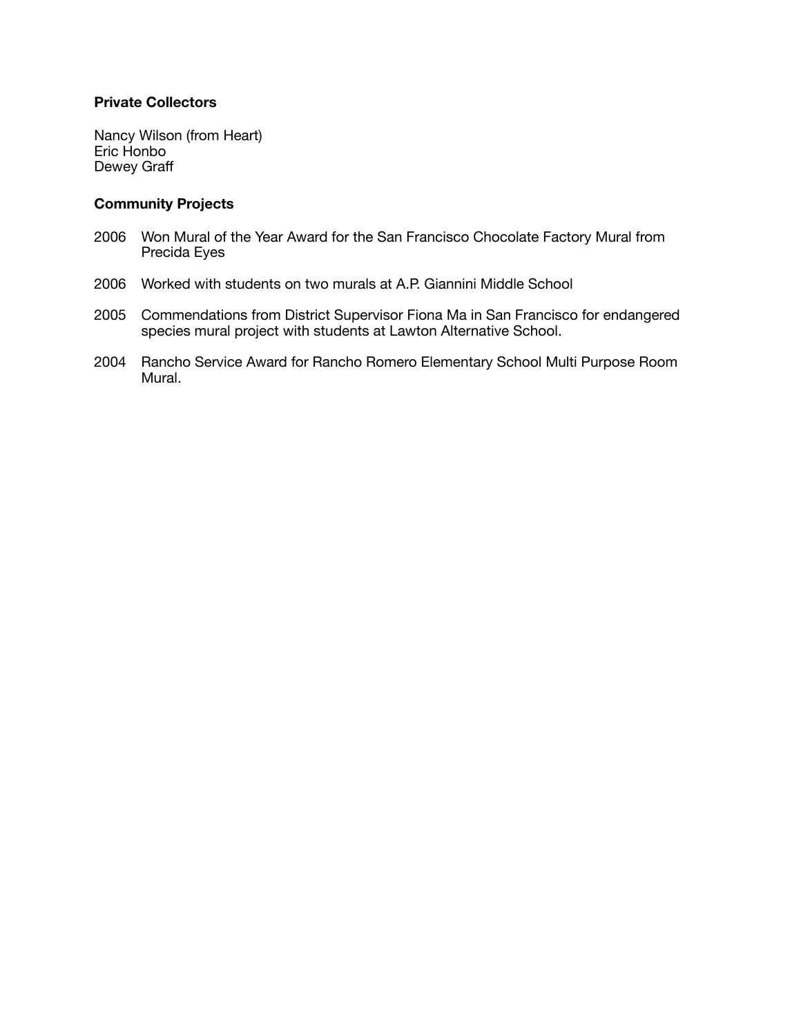**Private Collectors**

Nancy Wilson (from Heart)
Eric Honbo
Dewey Graff

**Community Projects**

2006 Won Mural of the Year Award for the San Francisco Chocolate Factory Mural from Precida Eyes

2006 Worked with students on two murals at A.P. Giannini Middle School

2005 Commendations from District Supervisor Fiona Ma in San Francisco for endangered species mural project with students at Lawton Alternative School.

2004 Rancho Service Award for Rancho Romero Elementary School Multi Purpose Room Mural.